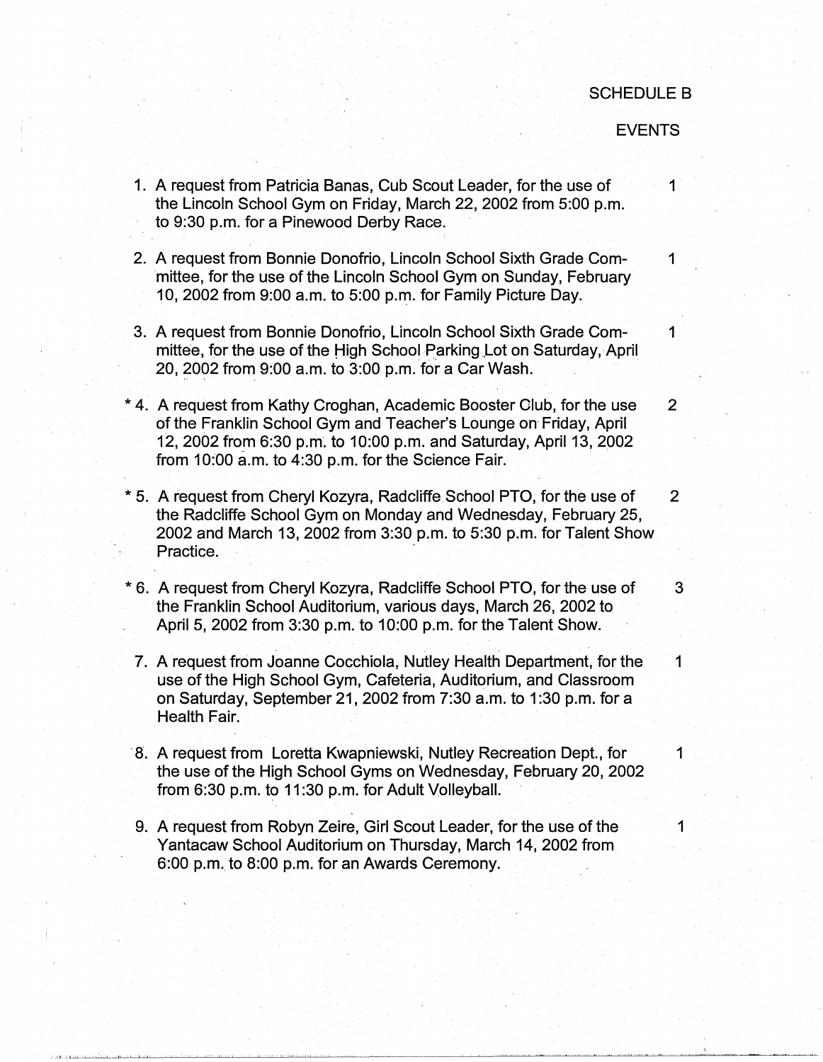SCHEDULE B

EVENTS

1. A request from Patricia Banas, Cub Scout Leader, for the use of the Lincoln School Gym on Friday, March 22, 2002 from 5:00 p.m. to 9:30 p.m. for a Pinewood Derby Race. — 1

2. A request from Bonnie Donofrio, Lincoln School Sixth Grade Committee, for the use of the Lincoln School Gym on Sunday, February 10, 2002 from 9:00 a.m. to 5:00 p.m. for Family Picture Day. — 1

3. A request from Bonnie Donofrio, Lincoln School Sixth Grade Committee, for the use of the High School Parking Lot on Saturday, April 20, 2002 from 9:00 a.m. to 3:00 p.m. for a Car Wash. — 1

\* 4. A request from Kathy Croghan, Academic Booster Club, for the use of the Franklin School Gym and Teacher's Lounge on Friday, April 12, 2002 from 6:30 p.m. to 10:00 p.m. and Saturday, April 13, 2002 from 10:00 a.m. to 4:30 p.m. for the Science Fair. — 2

\* 5. A request from Cheryl Kozyra, Radcliffe School PTO, for the use of the Radcliffe School Gym on Monday and Wednesday, February 25, 2002 and March 13, 2002 from 3:30 p.m. to 5:30 p.m. for Talent Show Practice. — 2

\* 6. A request from Cheryl Kozyra, Radcliffe School PTO, for the use of the Franklin School Auditorium, various days, March 26, 2002 to April 5, 2002 from 3:30 p.m. to 10:00 p.m. for the Talent Show. — 3

7. A request from Joanne Cocchiola, Nutley Health Department, for the use of the High School Gym, Cafeteria, Auditorium, and Classroom on Saturday, September 21, 2002 from 7:30 a.m. to 1:30 p.m. for a Health Fair. — 1

8. A request from Loretta Kwapniewski, Nutley Recreation Dept., for the use of the High School Gyms on Wednesday, February 20, 2002 from 6:30 p.m. to 11:30 p.m. for Adult Volleyball. — 1

9. A request from Robyn Zeire, Girl Scout Leader, for the use of the Yantacaw School Auditorium on Thursday, March 14, 2002 from 6:00 p.m. to 8:00 p.m. for an Awards Ceremony. — 1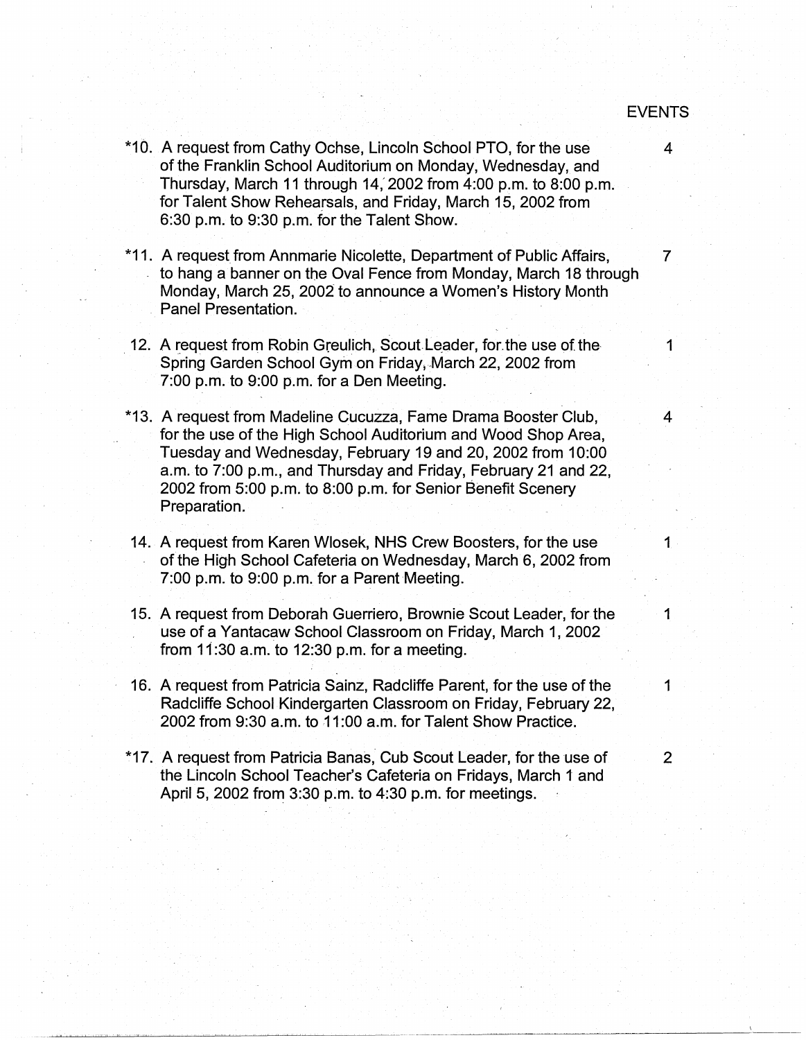| | EVENTS |
|---|---|
| *10. A request from Cathy Ochse, Lincoln School PTO, for the use of the Franklin School Auditorium on Monday, Wednesday, and Thursday, March 11 through 14, 2002 from 4:00 p.m. to 8:00 p.m. for Talent Show Rehearsals, and Friday, March 15, 2002 from 6:30 p.m. to 9:30 p.m. for the Talent Show. | 4 |
| *11. A request from Annmarie Nicolette, Department of Public Affairs, to hang a banner on the Oval Fence from Monday, March 18 through Monday, March 25, 2002 to announce a Women's History Month Panel Presentation. | 7 |
| 12. A request from Robin Greulich, Scout Leader, for the use of the Spring Garden School Gym on Friday, March 22, 2002 from 7:00 p.m. to 9:00 p.m. for a Den Meeting. | 1 |
| *13. A request from Madeline Cucuzza, Fame Drama Booster Club, for the use of the High School Auditorium and Wood Shop Area, Tuesday and Wednesday, February 19 and 20, 2002 from 10:00 a.m. to 7:00 p.m., and Thursday and Friday, February 21 and 22, 2002 from 5:00 p.m. to 8:00 p.m. for Senior Benefit Scenery Preparation. | 4 |
| 14. A request from Karen Wlosek, NHS Crew Boosters, for the use of the High School Cafeteria on Wednesday, March 6, 2002 from 7:00 p.m. to 9:00 p.m. for a Parent Meeting. | 1 |
| 15. A request from Deborah Guerriero, Brownie Scout Leader, for the use of a Yantacaw School Classroom on Friday, March 1, 2002 from 11:30 a.m. to 12:30 p.m. for a meeting. | 1 |
| 16. A request from Patricia Sainz, Radcliffe Parent, for the use of the Radcliffe School Kindergarten Classroom on Friday, February 22, 2002 from 9:30 a.m. to 11:00 a.m. for Talent Show Practice. | 1 |
| *17. A request from Patricia Banas, Cub Scout Leader, for the use of the Lincoln School Teacher's Cafeteria on Fridays, March 1 and April 5, 2002 from 3:30 p.m. to 4:30 p.m. for meetings. | 2 |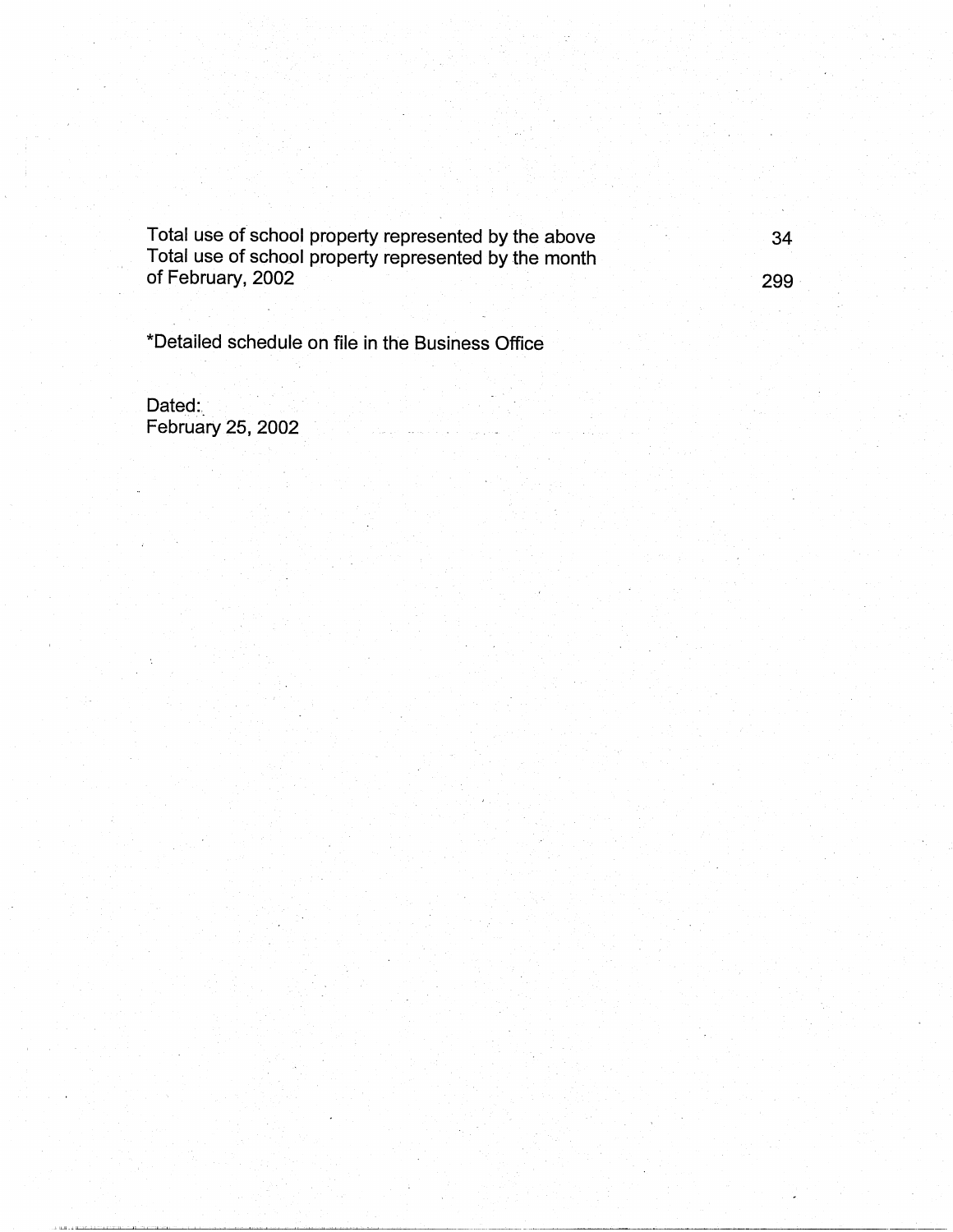| | |
|---|---|
| Total use of school property represented by the above | 34 |
| Total use of school property represented by the month of February, 2002 | 299 |

*Detailed schedule on file in the Business Office

Dated:
February 25, 2002